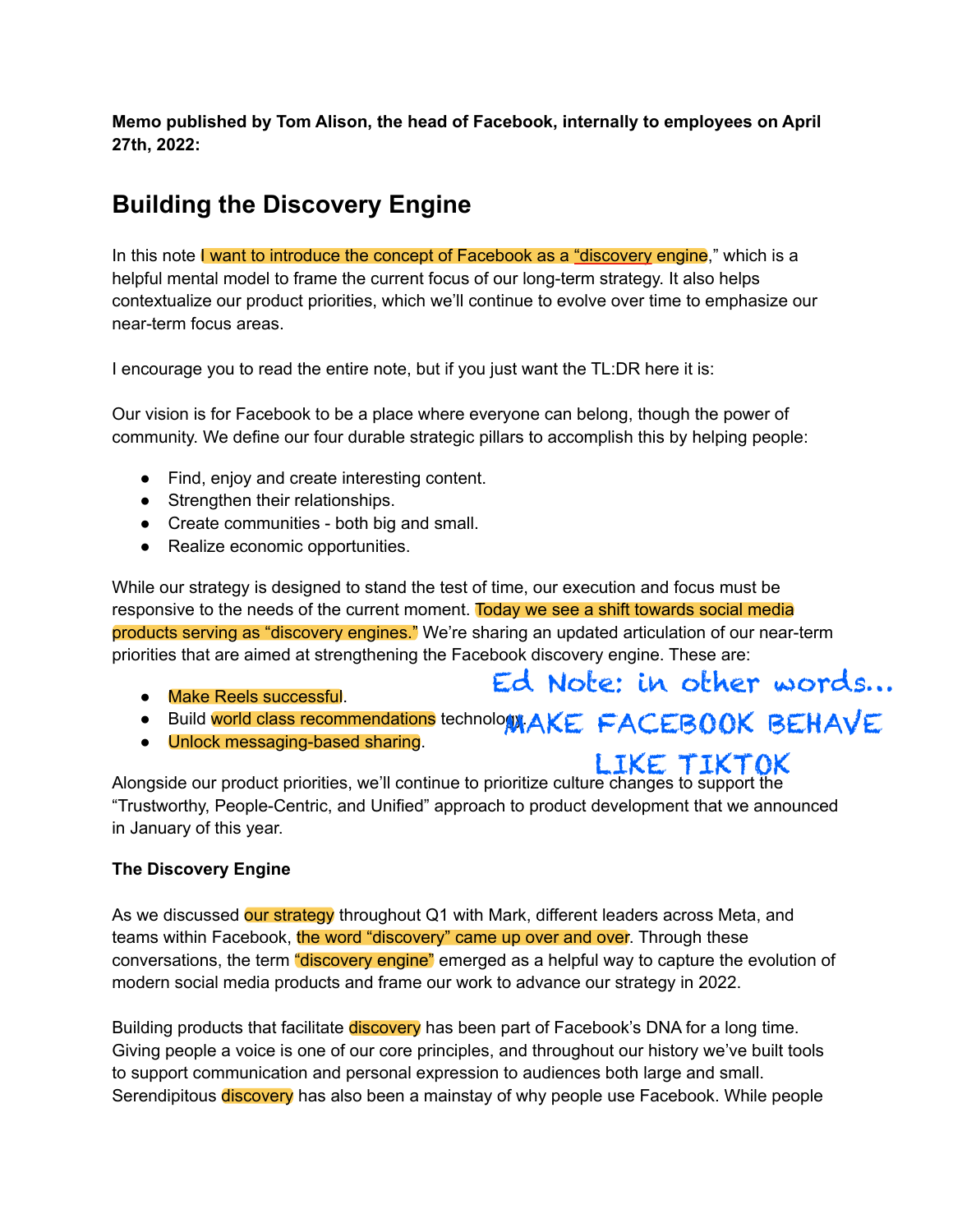**Memo published by Tom Alison, the head of Facebook, internally to employees on April 27th, 2022:**

# Building the Discovery Engine

In this note I want to introduce the concept of Facebook as a "discovery engine," which is a helpful mental model to frame the current focus of our long-term strategy. It also helps contextualize our product priorities, which we'll continue to evolve over time to emphasize our near-term focus areas.

I encourage you to read the entire note, but if you just want the TL:DR here it is:

Our vision is for Facebook to be a place where everyone can belong, though the power of community. We define our four durable strategic pillars to accomplish this by helping people:

- Find, enjoy and create interesting content.
- Strengthen their relationships.
- Create communities - both big and small.
- Realize economic opportunities.

While our strategy is designed to stand the test of time, our execution and focus must be responsive to the needs of the current moment. Today we see a shift towards social media products serving as "discovery engines." We're sharing an updated articulation of our near-term priorities that are aimed at strengthening the Facebook discovery engine. These are:

- Make Reels successful.
- Build world class recommendations technology.
- Unlock messaging-based sharing.

Ed Note: in other words... MAKE FACEBOOK BEHAVE LIKE TIKTOK

Alongside our product priorities, we'll continue to prioritize culture changes to support the "Trustworthy, People-Centric, and Unified" approach to product development that we announced in January of this year.

### The Discovery Engine

As we discussed our strategy throughout Q1 with Mark, different leaders across Meta, and teams within Facebook, the word "discovery" came up over and over. Through these conversations, the term "discovery engine" emerged as a helpful way to capture the evolution of modern social media products and frame our work to advance our strategy in 2022.

Building products that facilitate discovery has been part of Facebook's DNA for a long time. Giving people a voice is one of our core principles, and throughout our history we've built tools to support communication and personal expression to audiences both large and small. Serendipitous discovery has also been a mainstay of why people use Facebook. While people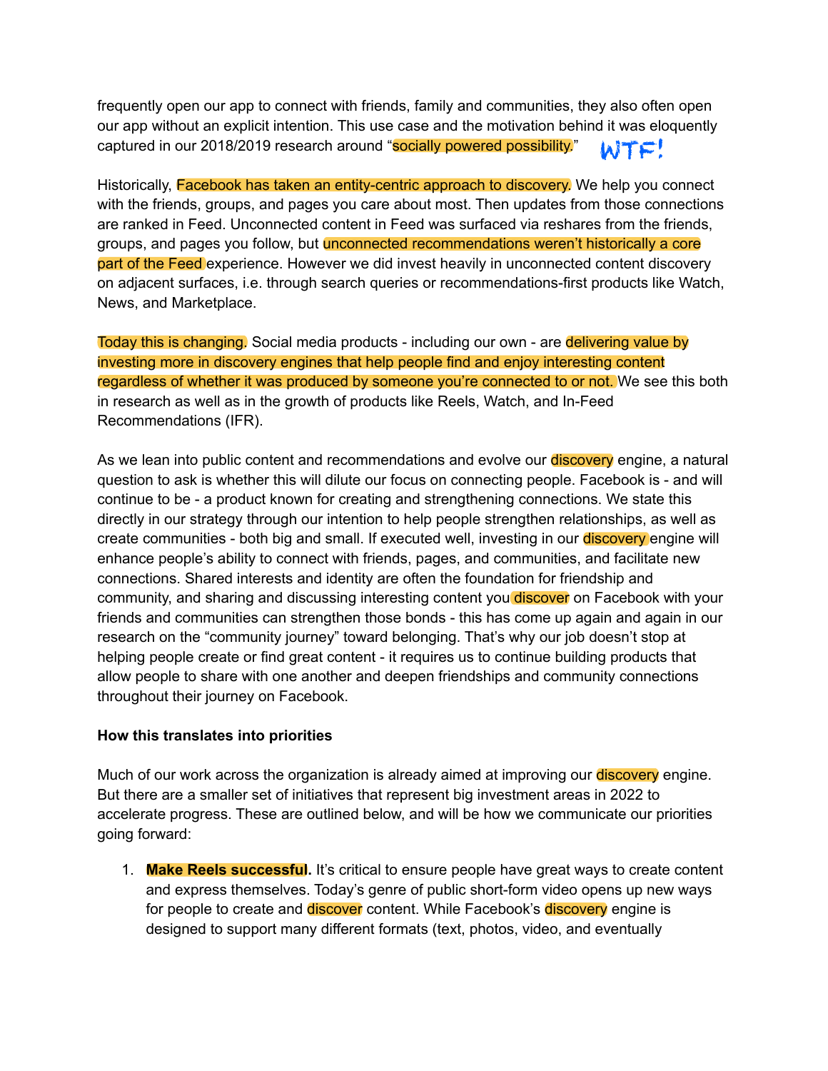frequently open our app to connect with friends, family and communities, they also often open our app without an explicit intention. This use case and the motivation behind it was eloquently captured in our 2018/2019 research around "socially powered possibility." WTF!

Historically, Facebook has taken an entity-centric approach to discovery. We help you connect with the friends, groups, and pages you care about most. Then updates from those connections are ranked in Feed. Unconnected content in Feed was surfaced via reshares from the friends, groups, and pages you follow, but unconnected recommendations weren't historically a core part of the Feed experience. However we did invest heavily in unconnected content discovery on adjacent surfaces, i.e. through search queries or recommendations-first products like Watch, News, and Marketplace.

Today this is changing. Social media products - including our own - are delivering value by investing more in discovery engines that help people find and enjoy interesting content regardless of whether it was produced by someone you're connected to or not. We see this both in research as well as in the growth of products like Reels, Watch, and In-Feed Recommendations (IFR).

As we lean into public content and recommendations and evolve our discovery engine, a natural question to ask is whether this will dilute our focus on connecting people. Facebook is - and will continue to be - a product known for creating and strengthening connections. We state this directly in our strategy through our intention to help people strengthen relationships, as well as create communities - both big and small. If executed well, investing in our discovery engine will enhance people's ability to connect with friends, pages, and communities, and facilitate new connections. Shared interests and identity are often the foundation for friendship and community, and sharing and discussing interesting content you discover on Facebook with your friends and communities can strengthen those bonds - this has come up again and again in our research on the "community journey" toward belonging. That's why our job doesn't stop at helping people create or find great content - it requires us to continue building products that allow people to share with one another and deepen friendships and community connections throughout their journey on Facebook.

**How this translates into priorities**

Much of our work across the organization is already aimed at improving our discovery engine. But there are a smaller set of initiatives that represent big investment areas in 2022 to accelerate progress. These are outlined below, and will be how we communicate our priorities going forward:

1. **Make Reels successful.** It's critical to ensure people have great ways to create content and express themselves. Today's genre of public short-form video opens up new ways for people to create and discover content. While Facebook's discovery engine is designed to support many different formats (text, photos, video, and eventually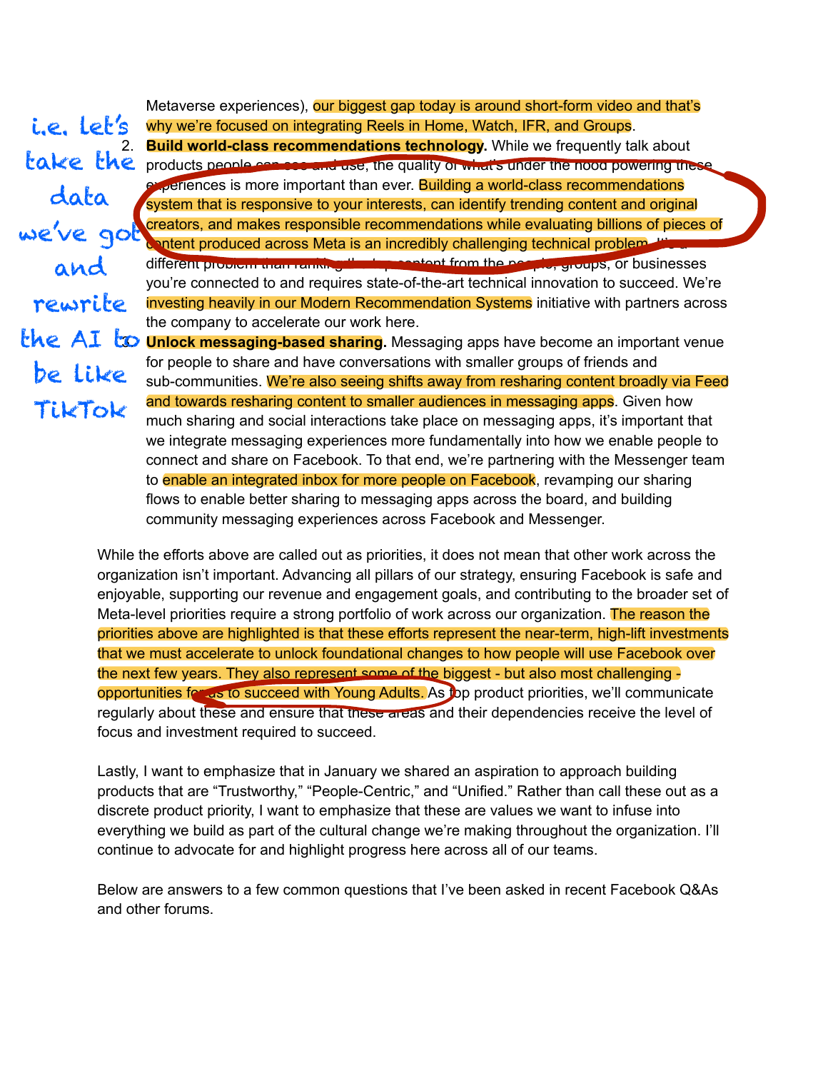*[Handwritten annotation: i.e. let's take the data we've got and rewrite the AI to be like TikTok]*

Metaverse experiences), our biggest gap today is around short-form video and that's why we're focused on integrating Reels in Home, Watch, IFR, and Groups.

2. **Build world-class recommendations technology.** While we frequently talk about products people can see and use, the quality of what's under the hood powering these experiences is more important than ever. Building a world-class recommendations system that is responsive to your interests, can identify trending content and original creators, and makes responsible recommendations while evaluating billions of pieces of content produced across Meta is an incredibly challenging technical problem. It's a different problem than ranking the top content from the people, groups, or businesses you're connected to and requires state-of-the-art technical innovation to succeed. We're investing heavily in our Modern Recommendation Systems initiative with partners across the company to accelerate our work here.
3. **Unlock messaging-based sharing.** Messaging apps have become an important venue for people to share and have conversations with smaller groups of friends and sub-communities. We're also seeing shifts away from resharing content broadly via Feed and towards resharing content to smaller audiences in messaging apps. Given how much sharing and social interactions take place on messaging apps, it's important that we integrate messaging experiences more fundamentally into how we enable people to connect and share on Facebook. To that end, we're partnering with the Messenger team to enable an integrated inbox for more people on Facebook, revamping our sharing flows to enable better sharing to messaging apps across the board, and building community messaging experiences across Facebook and Messenger.

While the efforts above are called out as priorities, it does not mean that other work across the organization isn't important. Advancing all pillars of our strategy, ensuring Facebook is safe and enjoyable, supporting our revenue and engagement goals, and contributing to the broader set of Meta-level priorities require a strong portfolio of work across our organization. The reason the priorities above are highlighted is that these efforts represent the near-term, high-lift investments that we must accelerate to unlock foundational changes to how people will use Facebook over the next few years. They also represent some of the biggest - but also most challenging - opportunities for us to succeed with Young Adults. As top product priorities, we'll communicate regularly about these and ensure that these areas and their dependencies receive the level of focus and investment required to succeed.

Lastly, I want to emphasize that in January we shared an aspiration to approach building products that are "Trustworthy," "People-Centric," and "Unified." Rather than call these out as a discrete product priority, I want to emphasize that these are values we want to infuse into everything we build as part of the cultural change we're making throughout the organization. I'll continue to advocate for and highlight progress here across all of our teams.

Below are answers to a few common questions that I've been asked in recent Facebook Q&As and other forums.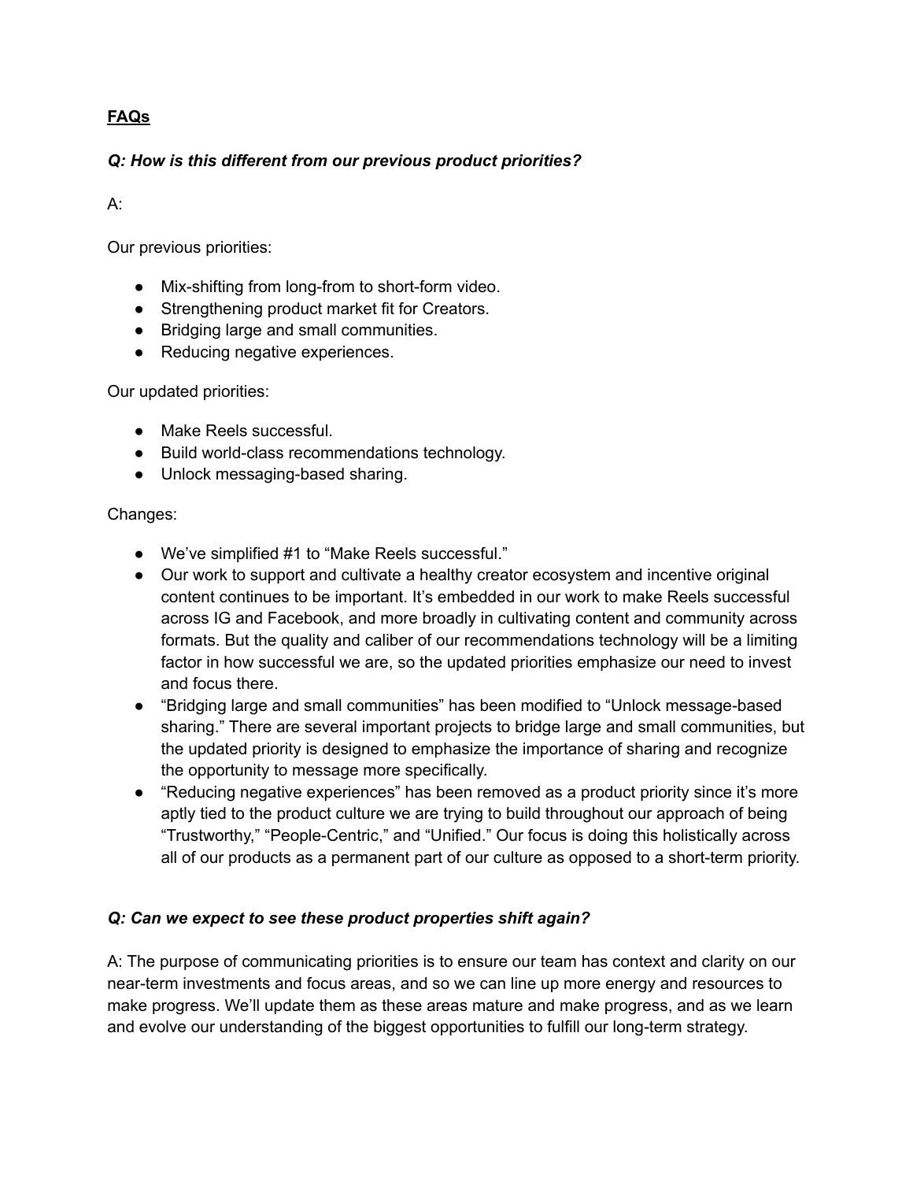**FAQs**

***Q: How is this different from our previous product priorities?***

A:

Our previous priorities:

- Mix-shifting from long-from to short-form video.
- Strengthening product market fit for Creators.
- Bridging large and small communities.
- Reducing negative experiences.

Our updated priorities:

- Make Reels successful.
- Build world-class recommendations technology.
- Unlock messaging-based sharing.

Changes:

- We've simplified #1 to "Make Reels successful."
- Our work to support and cultivate a healthy creator ecosystem and incentive original content continues to be important. It's embedded in our work to make Reels successful across IG and Facebook, and more broadly in cultivating content and community across formats. But the quality and caliber of our recommendations technology will be a limiting factor in how successful we are, so the updated priorities emphasize our need to invest and focus there.
- "Bridging large and small communities" has been modified to "Unlock message-based sharing." There are several important projects to bridge large and small communities, but the updated priority is designed to emphasize the importance of sharing and recognize the opportunity to message more specifically.
- "Reducing negative experiences" has been removed as a product priority since it's more aptly tied to the product culture we are trying to build throughout our approach of being "Trustworthy," "People-Centric," and "Unified." Our focus is doing this holistically across all of our products as a permanent part of our culture as opposed to a short-term priority.

***Q: Can we expect to see these product properties shift again?***

A: The purpose of communicating priorities is to ensure our team has context and clarity on our near-term investments and focus areas, and so we can line up more energy and resources to make progress. We'll update them as these areas mature and make progress, and as we learn and evolve our understanding of the biggest opportunities to fulfill our long-term strategy.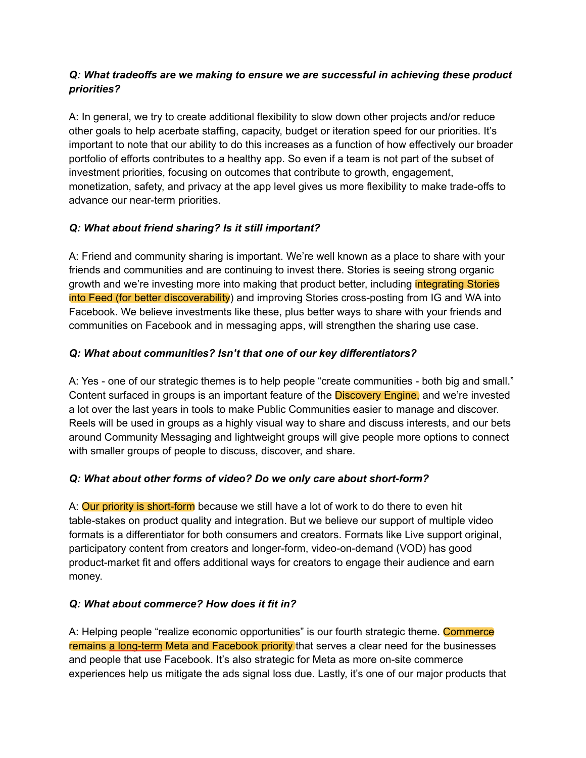***Q: What tradeoffs are we making to ensure we are successful in achieving these product priorities?***

A: In general, we try to create additional flexibility to slow down other projects and/or reduce other goals to help acerbate staffing, capacity, budget or iteration speed for our priorities. It's important to note that our ability to do this increases as a function of how effectively our broader portfolio of efforts contributes to a healthy app. So even if a team is not part of the subset of investment priorities, focusing on outcomes that contribute to growth, engagement, monetization, safety, and privacy at the app level gives us more flexibility to make trade-offs to advance our near-term priorities.

***Q: What about friend sharing? Is it still important?***

A: Friend and community sharing is important. We're well known as a place to share with your friends and communities and are continuing to invest there. Stories is seeing strong organic growth and we're investing more into making that product better, including integrating Stories into Feed (for better discoverability) and improving Stories cross-posting from IG and WA into Facebook. We believe investments like these, plus better ways to share with your friends and communities on Facebook and in messaging apps, will strengthen the sharing use case.

***Q: What about communities? Isn't that one of our key differentiators?***

A: Yes - one of our strategic themes is to help people "create communities - both big and small." Content surfaced in groups is an important feature of the Discovery Engine, and we're invested a lot over the last years in tools to make Public Communities easier to manage and discover. Reels will be used in groups as a highly visual way to share and discuss interests, and our bets around Community Messaging and lightweight groups will give people more options to connect with smaller groups of people to discuss, discover, and share.

***Q: What about other forms of video? Do we only care about short-form?***

A: Our priority is short-form because we still have a lot of work to do there to even hit table-stakes on product quality and integration. But we believe our support of multiple video formats is a differentiator for both consumers and creators. Formats like Live support original, participatory content from creators and longer-form, video-on-demand (VOD) has good product-market fit and offers additional ways for creators to engage their audience and earn money.

***Q: What about commerce? How does it fit in?***

A: Helping people "realize economic opportunities" is our fourth strategic theme. Commerce remains a long-term Meta and Facebook priority that serves a clear need for the businesses and people that use Facebook. It's also strategic for Meta as more on-site commerce experiences help us mitigate the ads signal loss due. Lastly, it's one of our major products that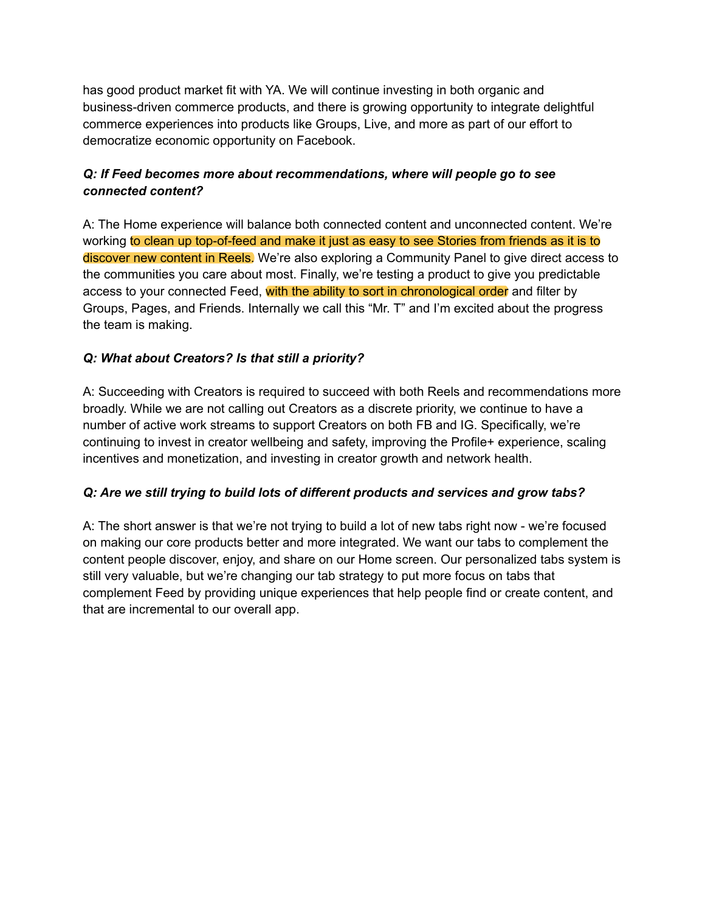has good product market fit with YA. We will continue investing in both organic and business-driven commerce products, and there is growing opportunity to integrate delightful commerce experiences into products like Groups, Live, and more as part of our effort to democratize economic opportunity on Facebook.

***Q: If Feed becomes more about recommendations, where will people go to see connected content?***

A: The Home experience will balance both connected content and unconnected content. We're working to clean up top-of-feed and make it just as easy to see Stories from friends as it is to discover new content in Reels. We're also exploring a Community Panel to give direct access to the communities you care about most. Finally, we're testing a product to give you predictable access to your connected Feed, with the ability to sort in chronological order and filter by Groups, Pages, and Friends. Internally we call this "Mr. T" and I'm excited about the progress the team is making.

***Q: What about Creators? Is that still a priority?***

A: Succeeding with Creators is required to succeed with both Reels and recommendations more broadly. While we are not calling out Creators as a discrete priority, we continue to have a number of active work streams to support Creators on both FB and IG. Specifically, we're continuing to invest in creator wellbeing and safety, improving the Profile+ experience, scaling incentives and monetization, and investing in creator growth and network health.

***Q: Are we still trying to build lots of different products and services and grow tabs?***

A: The short answer is that we're not trying to build a lot of new tabs right now - we're focused on making our core products better and more integrated. We want our tabs to complement the content people discover, enjoy, and share on our Home screen. Our personalized tabs system is still very valuable, but we're changing our tab strategy to put more focus on tabs that complement Feed by providing unique experiences that help people find or create content, and that are incremental to our overall app.